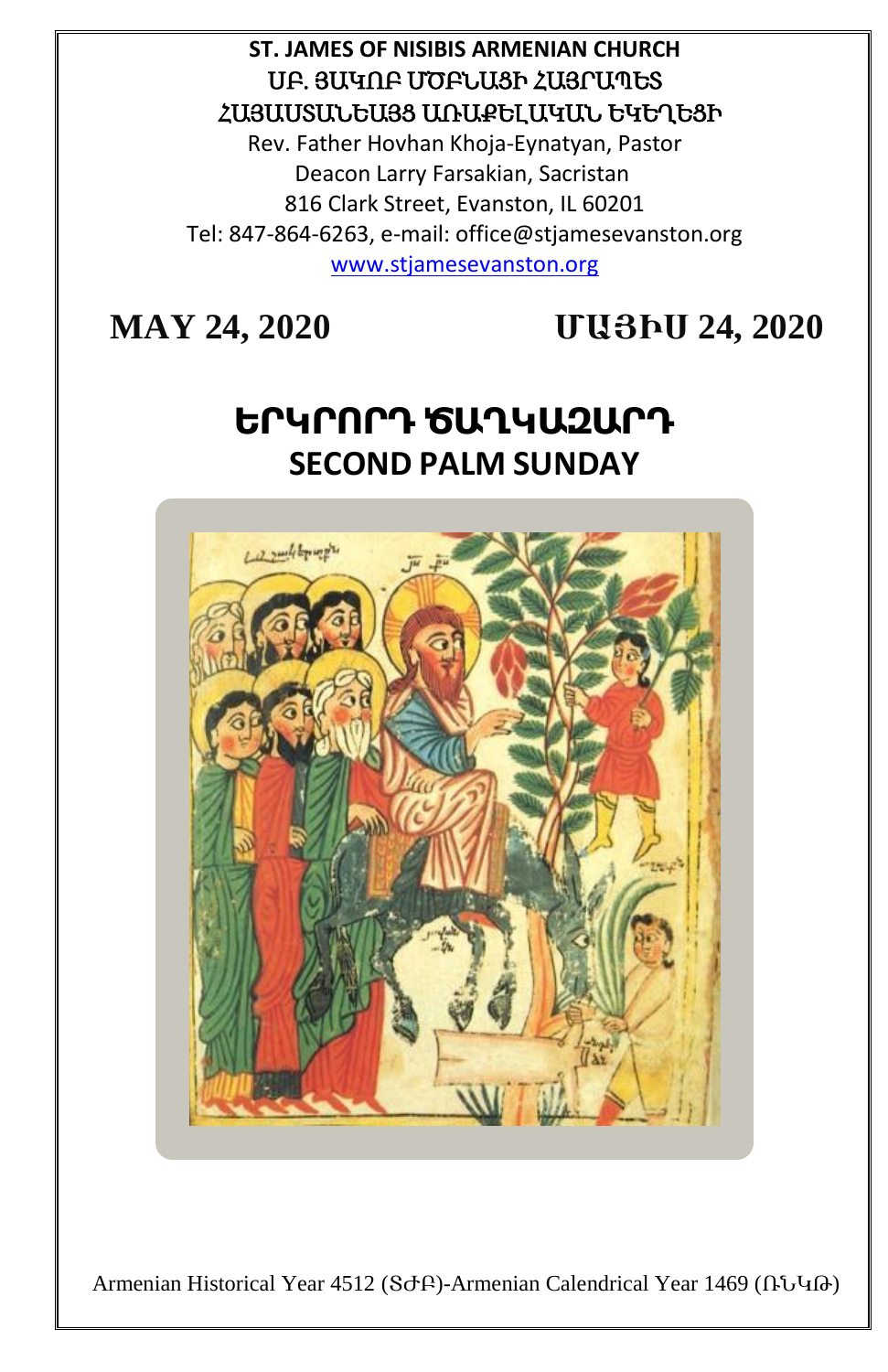**ST. JAMES OF NISIBIS ARMENIAN CHURCH**

ՍԲ. ՅԱԿՈԲ ՄԾԲՆԱՅԻ ՀԱՅՐԱՊԵՏ ՀԱՅԱՍՏԱՆԵԱՅՑ ԱՌԱՔԵԼԱԿԱՆ ԵԿԵՂԵՑԻ

Rev. Father Hovhan Khoja-Eynatyan, Pastor

Deacon Larry Farsakian, Sacristan

816 Clark Street, Evanston, IL 60201

Tel: 847-864-6263, e-mail: office@stjamesevanston.org

www.stjamesevanston.org

**MAY 24, 2020** **ՄԱՅԻՍ 24, 2020**

# ԵՐԿՐՈՐԴ ԾԱՂԿԱԶԱՐԴ
# SECOND PALM SUNDAY

Armenian Historical Year 4512 (ՏԺԲ)-Armenian Calendrical Year 1469 (ՌՆԿԹ)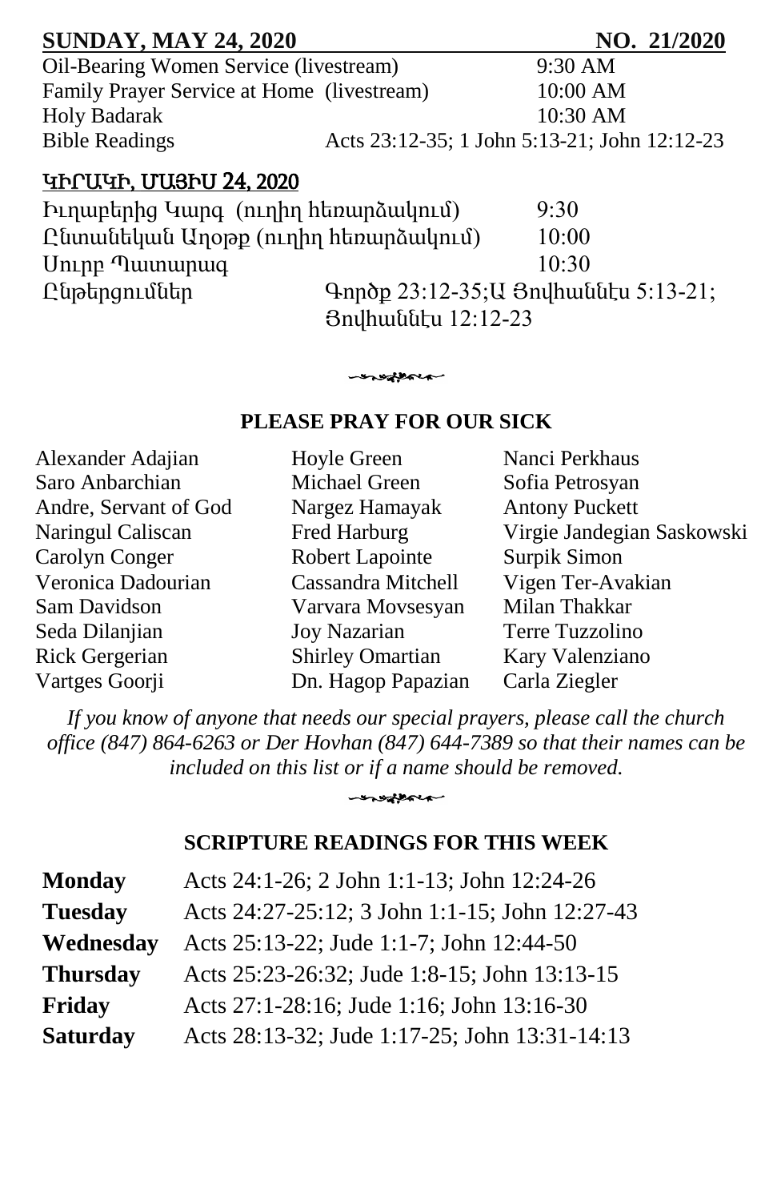**SUNDAY, MAY 24, 2020** **NO. 21/2020**

| | |
|---|---|
| Oil-Bearing Women Service (livestream) | 9:30 AM |
| Family Prayer Service at Home (livestream) | 10:00 AM |
| Holy Badarak | 10:30 AM |
| Bible Readings | Acts 23:12-35; 1 John 5:13-21; John 12:12-23 |

**ԿԻՐԱԿԻ, ՄԱՅԻՍ 24, 2020**

| | |
|---|---|
| Իւղաբերից Կարգ (ուղիղ հեռարձակում) | 9:30 |
| Ընտանեկան Աղօթք (ուղիղ հեռարձակում) | 10:00 |
| Սուրբ Պատարագ | 10:30 |
| Ընթերցումներ | Գործք 23:12-35;Ա Յովհաննէս 5:13-21; Յովհաննէս 12:12-23 |

## PLEASE PRAY FOR OUR SICK

Alexander Adajian
Saro Anbarchian
Andre, Servant of God
Naringul Caliscan
Carolyn Conger
Veronica Dadourian
Sam Davidson
Seda Dilanjian
Rick Gergerian
Vartges Goorji
Hoyle Green
Michael Green
Nargez Hamayak
Fred Harburg
Robert Lapointe
Cassandra Mitchell
Varvara Movsesyan
Joy Nazarian
Shirley Omartian
Dn. Hagop Papazian
Nanci Perkhaus
Sofia Petrosyan
Antony Puckett
Virgie Jandegian Saskowski
Surpik Simon
Vigen Ter-Avakian
Milan Thakkar
Terre Tuzzolino
Kary Valenziano
Carla Ziegler

*If you know of anyone that needs our special prayers, please call the church office (847) 864-6263 or Der Hovhan (847) 644-7389 so that their names can be included on this list or if a name should be removed.*

## SCRIPTURE READINGS FOR THIS WEEK

| | |
|---|---|
| **Monday** | Acts 24:1-26; 2 John 1:1-13; John 12:24-26 |
| **Tuesday** | Acts 24:27-25:12; 3 John 1:1-15; John 12:27-43 |
| **Wednesday** | Acts 25:13-22; Jude 1:1-7; John 12:44-50 |
| **Thursday** | Acts 25:23-26:32; Jude 1:8-15; John 13:13-15 |
| **Friday** | Acts 27:1-28:16; Jude 1:16; John 13:16-30 |
| **Saturday** | Acts 28:13-32; Jude 1:17-25; John 13:31-14:13 |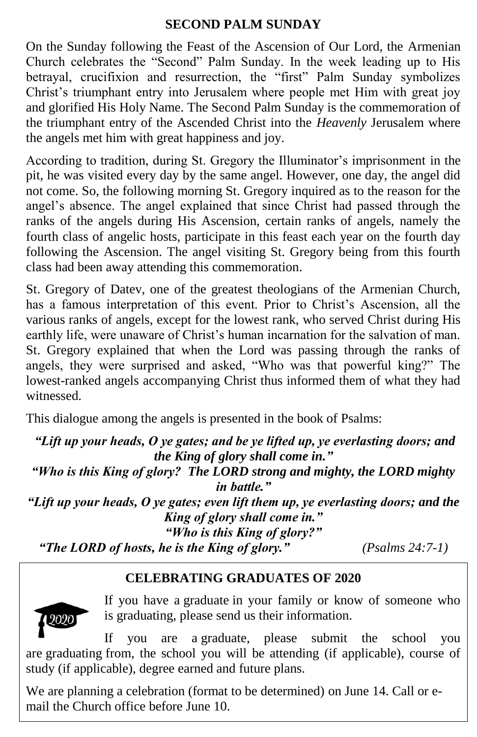## SECOND PALM SUNDAY

On the Sunday following the Feast of the Ascension of Our Lord, the Armenian Church celebrates the "Second" Palm Sunday. In the week leading up to His betrayal, crucifixion and resurrection, the "first" Palm Sunday symbolizes Christ's triumphant entry into Jerusalem where people met Him with great joy and glorified His Holy Name. The Second Palm Sunday is the commemoration of the triumphant entry of the Ascended Christ into the *Heavenly* Jerusalem where the angels met him with great happiness and joy.

According to tradition, during St. Gregory the Illuminator's imprisonment in the pit, he was visited every day by the same angel. However, one day, the angel did not come. So, the following morning St. Gregory inquired as to the reason for the angel's absence. The angel explained that since Christ had passed through the ranks of the angels during His Ascension, certain ranks of angels, namely the fourth class of angelic hosts, participate in this feast each year on the fourth day following the Ascension. The angel visiting St. Gregory being from this fourth class had been away attending this commemoration.

St. Gregory of Datev, one of the greatest theologians of the Armenian Church, has a famous interpretation of this event. Prior to Christ's Ascension, all the various ranks of angels, except for the lowest rank, who served Christ during His earthly life, were unaware of Christ's human incarnation for the salvation of man. St. Gregory explained that when the Lord was passing through the ranks of angels, they were surprised and asked, "Who was that powerful king?" The lowest-ranked angels accompanying Christ thus informed them of what they had witnessed.

This dialogue among the angels is presented in the book of Psalms:

***"Lift up your heads, O ye gates; and be ye lifted up, ye everlasting doors; and the King of glory shall come in."***
***"Who is this King of glory? The LORD strong and mighty, the LORD mighty in battle."***
***"Lift up your heads, O ye gates; even lift them up, ye everlasting doors; and the King of glory shall come in."***
***"Who is this King of glory?"***
***"The LORD of hosts, he is the King of glory."*** *(Psalms 24:7-1)*

## CELEBRATING GRADUATES OF 2020

If you have a graduate in your family or know of someone who is graduating, please send us their information.

If you are a graduate, please submit the school you are graduating from, the school you will be attending (if applicable), course of study (if applicable), degree earned and future plans.

We are planning a celebration (format to be determined) on June 14. Call or e-mail the Church office before June 10.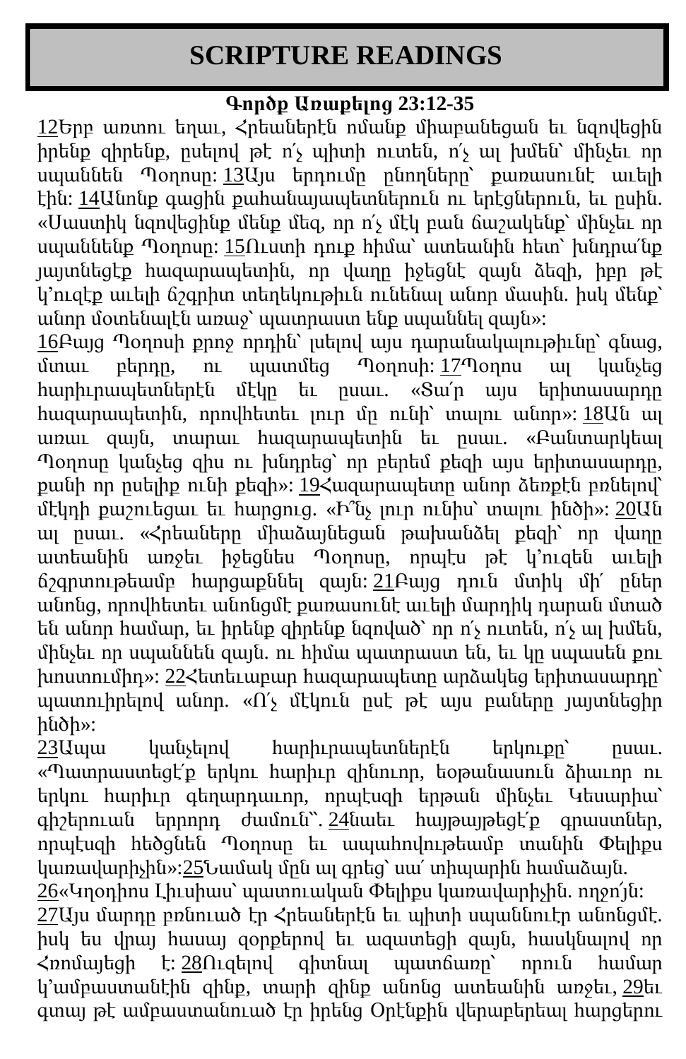# SCRIPTURE READINGS

**Գործք Առաքելոց 23:12-35**

12Երբ առտու եղաւ, Հրեաներէն ոմանք միաբանեցան եւ նզովեցին իրենք զիրենք, ըսելով թէ ո՛չ պիտի ուտեն, ո՛չ ալ խմեն՝ մինչեւ որ սպաննեն Պօղոսը: 13Այս երդումը ընողները՝ քառասունէ աւելի էին: 14Անոնք գացին քահանայապետներուն ու երէցներուն, եւ ըսին. «Սաստիկ նզովեցինք մենք մեզ, որ ո՛չ մէկ բան ճաշակենք՝ մինչեւ որ սպաննենք Պօղոսը: 15Ուստի դուք հիմա՝ ատեանին հետ՝ խնդրա՛նք յայտնեցէք հազարապետին, որ վաղը իջեցնէ զայն ձեզի, իբր թէ կ'ուզէք աւելի ճշգրիտ տեղեկութիւն ունենալ անոր մասին. իսկ մենք՝ անոր մօտենալէն առաջ՝ պատրաստ ենք սպաննել զայն»:

16Բայց Պօղոսի քրոջ որդին՝ լսելով այս դարանակալութիւնը՝ գնաց, մտաւ բերդը, ու պատմեց Պօղոսի: 17Պօղոս ալ կանչեց հարիւրապետներէն մէկը եւ ըսաւ. «Տա՛ր այս երիտասարդը հազարապետին, որովհետեւ լուր մը ունի՝ տալու անոր»: 18Ան ալ առաւ զայն, տարաւ հազարապետին եւ ըսաւ. «Բանտարկեալ Պօղոսը կանչեց զիս ու խնդրեց՝ որ բերեմ քեզի այս երիտասարդը, քանի որ ըսելիք ունի քեզի»: 19Հազարապետը անոր ձեռքէն բռնելով՝ մէկդի քաշուեցաւ եւ հարցուց. «Ի՞նչ լուր ունիս՝ տալու ինծի»: 20Ան ալ ըսաւ. «Հրեաները միաձայնեցան թախանձել քեզի՝ որ վաղը ատեանին առջեւ իջեցնես Պօղոսը, որպէս թէ կ'ուզեն աւելի ճշգրտութեամբ հարցաքննել զայն: 21Բայց դուն մտիկ մի՛ ըներ անոնց, որովհետեւ անոնցմէ քառասունէ աւելի մարդիկ դարան մտած են անոր համար, եւ իրենք զիրենք նզոված՝ որ ո՛չ ուտեն, ո՛չ ալ խմեն, մինչեւ որ սպաննեն զայն. ու հիմա պատրաստ են, եւ կը սպասեն քու խոստումիդ»: 22Հետեւաբար հազարապետը արձակեց երիտասարդը՝ պատուիրելով անոր. «Ո՛չ մէկուն ըսէ թէ այս բաները յայտնեցիր ինծի»:

23Ապա կանչելով հարիւրապետներէն երկուքը՝ ըսաւ. «Պատրաստեցէ՛ք երկու հարիւր զինուոր, եօթանասուն ձիաւոր ու երկու հարիւր գեղարդաւոր, որպէսզի երթան մինչեւ Կեսարիա՝ գիշերուան երրորդ ժամուն՚. 24նաեւ հայթայթեցէ՛ք գրաստներ, որպէսզի հեծցնեն Պօղոսը եւ ապահովութեամբ տանին Փելիքս կառավարիչին»:25Նամակ մըն ալ գրեց՝ սա՛ տիպարին համաձայն.

26«Կղօդիոս Լիւսիաս՝ պատուական Փելիքս կառավարիչին. ողջո՛յն:

27Այս մարդը բռնուած էր Հրեաներէն եւ պիտի սպաննուէր անոնցմէ. իսկ ես վրայ հասայ զօրքերով եւ ազատեցի զայն, հասկնալով որ Հռոմայեցի է: 28Ուզելով գիտնալ պատճառը՝ որուն համար կ'ամբաստանէին զինք, տարի զինք անոնց ատեանին առջեւ, 29եւ գտայ թէ ամբաստանուած էր իրենց Օրէնքին վերաբերեալ հարցերու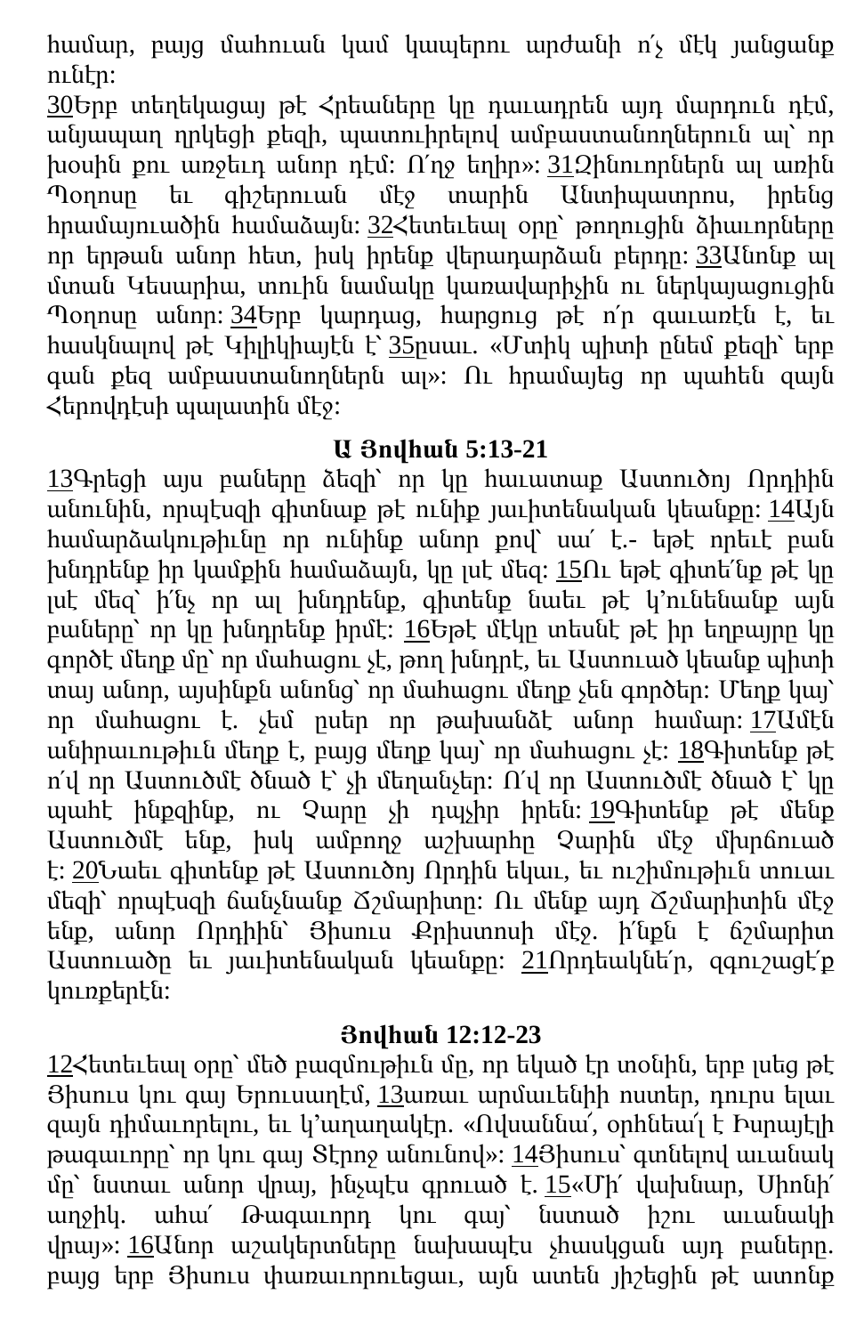համար, բայց մահուան կամ կապերու արժանի ո՛չ մէկ յանցանք ունէր:

30Երբ տեղեկացայ թէ Հրեաները կը դաւադրեն այդ մարդուն դէմ, անյապաղ ղրկեցի քեզի, պատուիրելով ամբաստանողներուն ալ՝ որ խօսին քու առջեւդ անոր դէմ: Ո՛ղջ եղիր»: 31Զինուորներն ալ առին Պօղոսը եւ գիշերուան մէջ տարին Անտիպատրոս, իրենց հրամայուածին համաձայն: 32Հետեւեալ օրը՝ թողուցին ձիաւորները որ երթան անոր հետ, իսկ իրենք վերադարձան բերդը: 33Անոնք ալ մտան Կեսարիա, տուին նամակը կառավարիչին ու ներկայացուցին Պօղոսը անոր: 34Երբ կարդաց, հարցուց թէ ո՛ր գաւառէն է, եւ հասկնալով թէ Կիլիկիայէն է՝ 35ըսաւ. «Մտիկ պիտի ընեմ քեզի՝ երբ գան քեզ ամբաստանողներն ալ»: Ու հրամայեց որ պահեն զայն Հերովդէսի պալատին մէջ:

## Ա Յովհան 5:13-21

13Գրեցի այս բաները ձեզի՝ որ կը հաւատաք Աստուծոյ Որդիին անունին, որպէսզի գիտնաք թէ ունիք յաւիտենական կեանքը: 14Այն համարձակութիւնը որ ունինք անոր քով՝ սա՛ է.- եթէ որեւէ բան խնդրենք իր կամքին համաձայն, կը լսէ մեզ: 15Ու եթէ գիտե՛նք թէ կը լսէ մեզ՝ ի՛նչ որ ալ խնդրենք, գիտենք նաեւ թէ կ՚ունենանք այն բաները՝ որ կը խնդրենք իրմէ: 16Եթէ մէկը տեսնէ թէ իր եղբայրը կը գործէ մեղք մը՝ որ մահացու չէ, թող խնդրէ, եւ Աստուած կեանք պիտի տայ անոր, այսինքն անոնց՝ որ մահացու մեղք չեն գործեր: Մեղք կայ՝ որ մահացու է. չեմ ըսեր որ թախանձէ անոր համար: 17Ամէն անիրաւութիւն մեղք է, բայց մեղք կայ՝ որ մահացու չէ: 18Գիտենք թէ ո՛վ որ Աստուծմէ ծնած է՝ չի մեղանչեր: Ո՛վ որ Աստուծմէ ծնած է՝ կը պահէ ինքզինք, ու Չարը չի դպչիր իրեն: 19Գիտենք թէ մենք Աստուծմէ ենք, իսկ ամբողջ աշխարհը Չարին մէջ մխրճուած է: 20Նաեւ գիտենք թէ Աստուծոյ Որդին եկաւ, եւ ուշիմութիւն տուաւ մեզի՝ որպէսզի ճանչնանք Ճշմարիտը: Ու մենք այդ Ճշմարիտին մէջ ենք, անոր Որդիին՝ Յիսուս Քրիստոսի մէջ. ի՛նքն է ճշմարիտ Աստուածը եւ յաւիտենական կեանքը: 21Որդեակնե՛ր, զգուշացէ՛ք կուռքերէն:

## Յովհան 12:12-23

12Հետեւեալ օրը՝ մեծ բազմութիւն մը, որ եկած էր տօնին, երբ լսեց թէ Յիսուս կու գայ Երուսաղէմ, 13առաւ արմաւենիի ոստեր, դուրս ելաւ զայն դիմաւորելու, եւ կ՚աղաղակէր. «Ովսաննա՛, օրհնեա՛լ է Իսրայէլի թագաւորը՝ որ կու գայ Տէրոջ անունով»: 14Յիսուս՝ գտնելով աւանակ մը՝ նստաւ անոր վրայ, ինչպէս գրուած է. 15«Մի՛ վախնար, Սիոնի՛ աղջիկ. ահա՛ Թագաւորդ կու գայ՝ նստած իշու աւանակի վրայ»: 16Անոր աշակերտները նախապէս չհասկցան այդ բաները. բայց երբ Յիսուս փառաւորուեցաւ, այն ատեն յիշեցին թէ ատոնք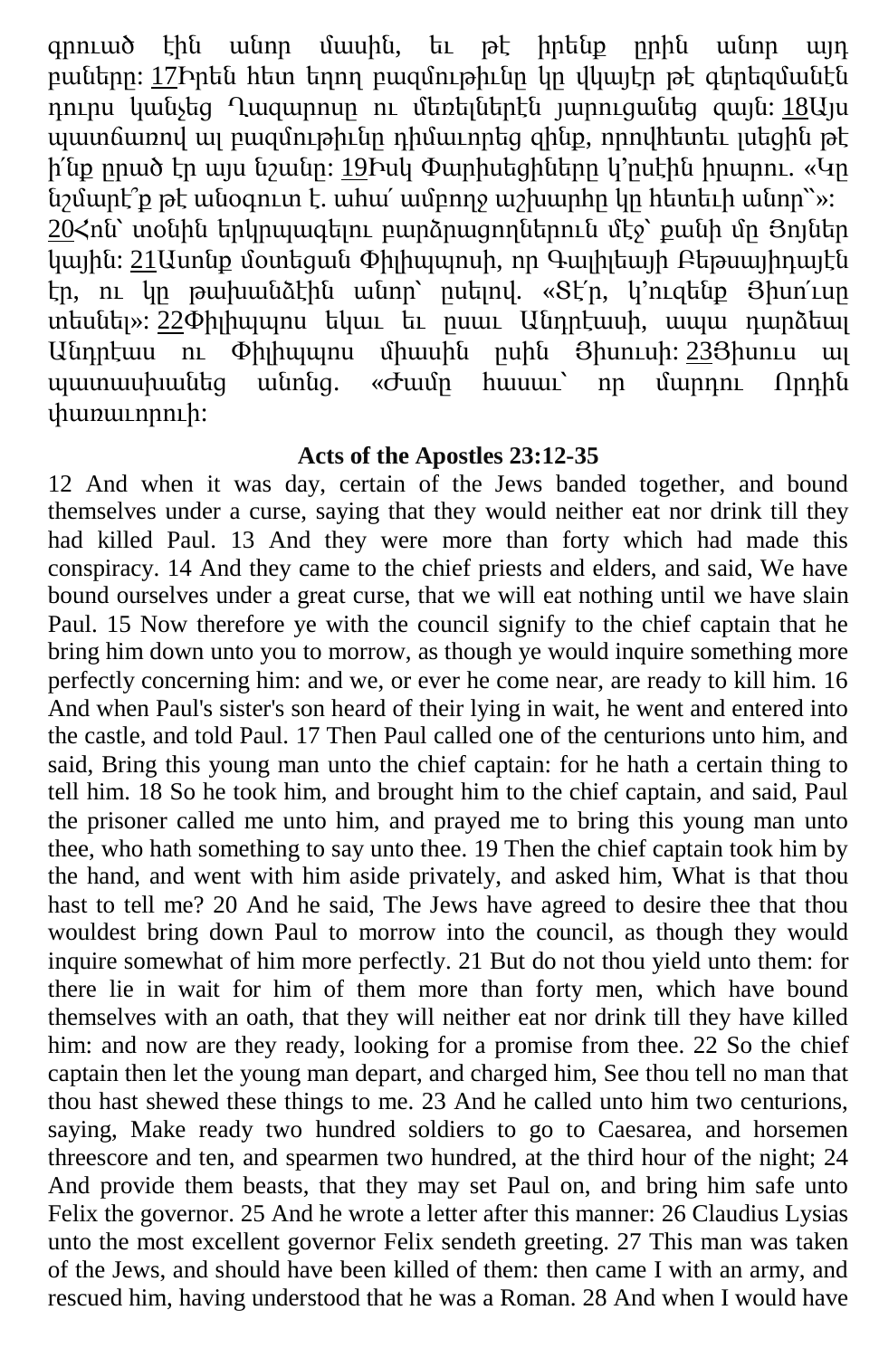գրուած էին անոր մասին, եւ թէ իրենք ըրին անոր այդ բաները: 17Իրեն հետ եղող բազմութիւնը կը վկայէր թէ գերեզմանէն դուրս կանչեց Ղազարոսը ու մեռելներէն յարուցանեց զայն: 18Այս պատճառով ալ բազմութիւնը դիմաւորեց զինք, որովհետեւ լսեցին թէ ի՛նք ըրած էր այս նշանը: 19Իսկ Փարիսեցիները կ'ըսէին իրարու. «Կը նշմարէ՞ք թէ անօգուտ է. ահա՛ ամբողջ աշխարհը կը հետեւի անոր՝»: 20Հոն՝ տօնին երկրպագելու բարձրացողներուն մէջ՝ քանի մը Յոյներ կային: 21Անոնք մօտեցան Փիլիպպոսի, որ Գալիլեայի Բեթսայիդայէն էր, ու կը թախանձէին անոր՝ ըսելով. «Տէ՛ր, կ'ուզենք Յիսո՛ւսը տեսնել»: 22Փիլիպպոս եկաւ եւ ըսաւ Անդրէասի, ապա դարձեալ Անդրէաս ու Փիլիպպոս միասին ըսին Յիսուսի: 23Յիսուս ալ պատասխանեց անոնց. «Ժամը հասաւ՝ որ մարդու Որդին փառաւորուի:

**Acts of the Apostles 23:12-35**

12 And when it was day, certain of the Jews banded together, and bound themselves under a curse, saying that they would neither eat nor drink till they had killed Paul. 13 And they were more than forty which had made this conspiracy. 14 And they came to the chief priests and elders, and said, We have bound ourselves under a great curse, that we will eat nothing until we have slain Paul. 15 Now therefore ye with the council signify to the chief captain that he bring him down unto you to morrow, as though ye would inquire something more perfectly concerning him: and we, or ever he come near, are ready to kill him. 16 And when Paul's sister's son heard of their lying in wait, he went and entered into the castle, and told Paul. 17 Then Paul called one of the centurions unto him, and said, Bring this young man unto the chief captain: for he hath a certain thing to tell him. 18 So he took him, and brought him to the chief captain, and said, Paul the prisoner called me unto him, and prayed me to bring this young man unto thee, who hath something to say unto thee. 19 Then the chief captain took him by the hand, and went with him aside privately, and asked him, What is that thou hast to tell me? 20 And he said, The Jews have agreed to desire thee that thou wouldest bring down Paul to morrow into the council, as though they would inquire somewhat of him more perfectly. 21 But do not thou yield unto them: for there lie in wait for him of them more than forty men, which have bound themselves with an oath, that they will neither eat nor drink till they have killed him: and now are they ready, looking for a promise from thee. 22 So the chief captain then let the young man depart, and charged him, See thou tell no man that thou hast shewed these things to me. 23 And he called unto him two centurions, saying, Make ready two hundred soldiers to go to Caesarea, and horsemen threescore and ten, and spearmen two hundred, at the third hour of the night; 24 And provide them beasts, that they may set Paul on, and bring him safe unto Felix the governor. 25 And he wrote a letter after this manner: 26 Claudius Lysias unto the most excellent governor Felix sendeth greeting. 27 This man was taken of the Jews, and should have been killed of them: then came I with an army, and rescued him, having understood that he was a Roman. 28 And when I would have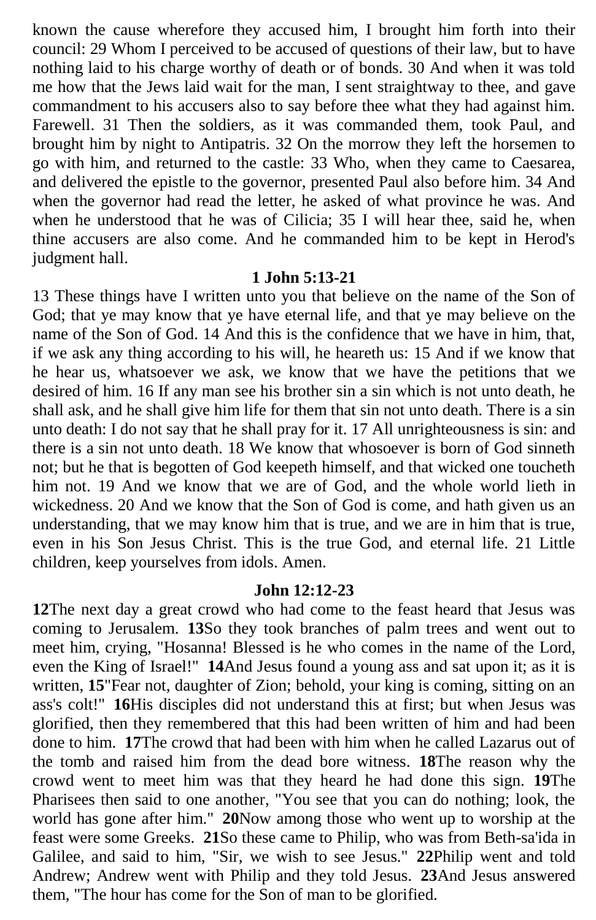known the cause wherefore they accused him, I brought him forth into their council: 29 Whom I perceived to be accused of questions of their law, but to have nothing laid to his charge worthy of death or of bonds. 30 And when it was told me how that the Jews laid wait for the man, I sent straightway to thee, and gave commandment to his accusers also to say before thee what they had against him. Farewell. 31 Then the soldiers, as it was commanded them, took Paul, and brought him by night to Antipatris. 32 On the morrow they left the horsemen to go with him, and returned to the castle: 33 Who, when they came to Caesarea, and delivered the epistle to the governor, presented Paul also before him. 34 And when the governor had read the letter, he asked of what province he was. And when he understood that he was of Cilicia; 35 I will hear thee, said he, when thine accusers are also come. And he commanded him to be kept in Herod's judgment hall.

**1 John 5:13-21**

13 These things have I written unto you that believe on the name of the Son of God; that ye may know that ye have eternal life, and that ye may believe on the name of the Son of God. 14 And this is the confidence that we have in him, that, if we ask any thing according to his will, he heareth us: 15 And if we know that he hear us, whatsoever we ask, we know that we have the petitions that we desired of him. 16 If any man see his brother sin a sin which is not unto death, he shall ask, and he shall give him life for them that sin not unto death. There is a sin unto death: I do not say that he shall pray for it. 17 All unrighteousness is sin: and there is a sin not unto death. 18 We know that whosoever is born of God sinneth not; but he that is begotten of God keepeth himself, and that wicked one toucheth him not. 19 And we know that we are of God, and the whole world lieth in wickedness. 20 And we know that the Son of God is come, and hath given us an understanding, that we may know him that is true, and we are in him that is true, even in his Son Jesus Christ. This is the true God, and eternal life. 21 Little children, keep yourselves from idols. Amen.

**John 12:12-23**

**12**The next day a great crowd who had come to the feast heard that Jesus was coming to Jerusalem. **13**So they took branches of palm trees and went out to meet him, crying, "Hosanna! Blessed is he who comes in the name of the Lord, even the King of Israel!" **14**And Jesus found a young ass and sat upon it; as it is written, **15**"Fear not, daughter of Zion; behold, your king is coming, sitting on an ass's colt!" **16**His disciples did not understand this at first; but when Jesus was glorified, then they remembered that this had been written of him and had been done to him. **17**The crowd that had been with him when he called Lazarus out of the tomb and raised him from the dead bore witness. **18**The reason why the crowd went to meet him was that they heard he had done this sign. **19**The Pharisees then said to one another, "You see that you can do nothing; look, the world has gone after him." **20**Now among those who went up to worship at the feast were some Greeks. **21**So these came to Philip, who was from Beth-sa'ida in Galilee, and said to him, "Sir, we wish to see Jesus." **22**Philip went and told Andrew; Andrew went with Philip and they told Jesus. **23**And Jesus answered them, "The hour has come for the Son of man to be glorified.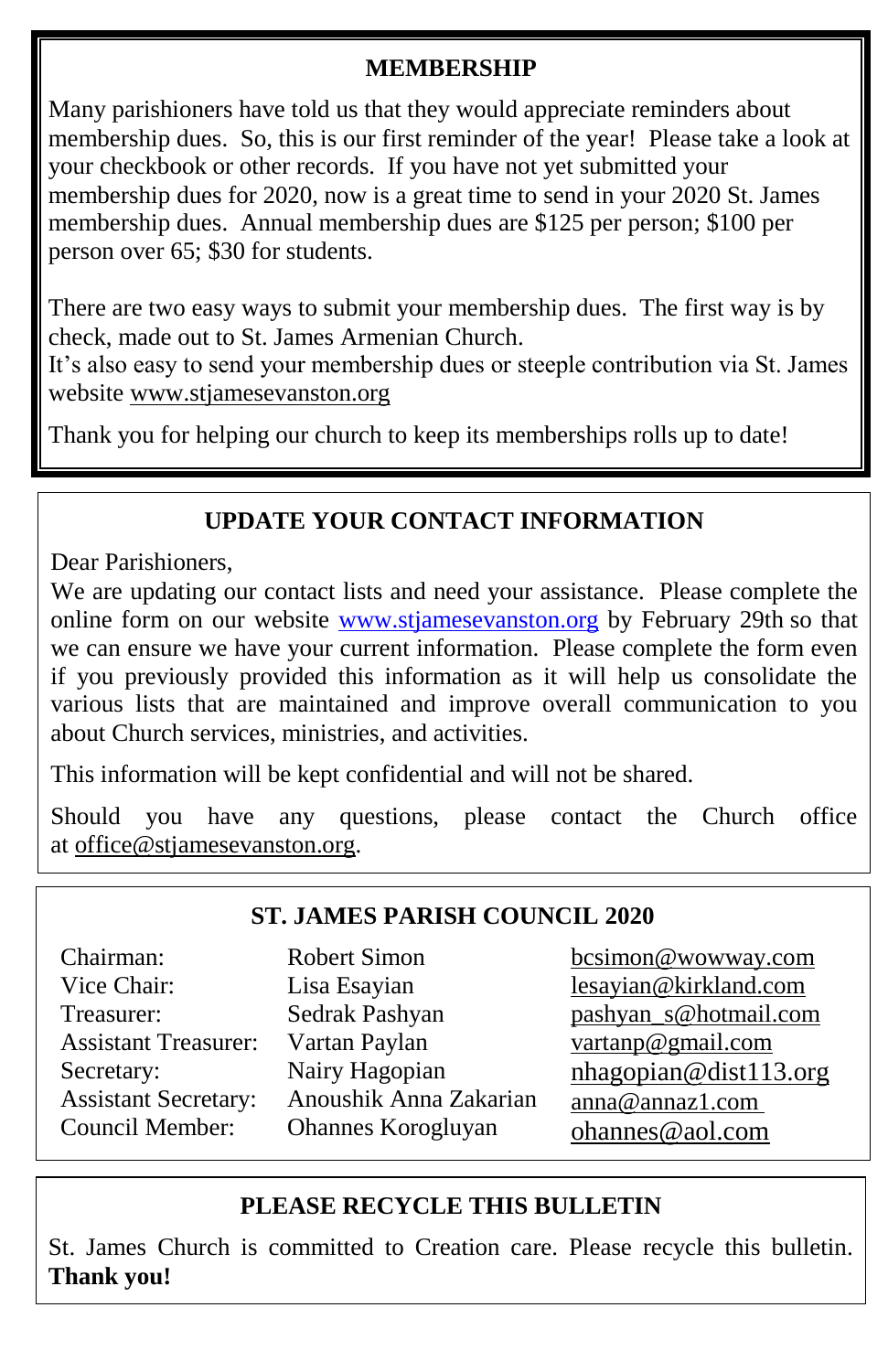## MEMBERSHIP

Many parishioners have told us that they would appreciate reminders about membership dues. So, this is our first reminder of the year! Please take a look at your checkbook or other records. If you have not yet submitted your membership dues for 2020, now is a great time to send in your 2020 St. James membership dues. Annual membership dues are $125 per person; $100 per person over 65; $30 for students.

There are two easy ways to submit your membership dues. The first way is by check, made out to St. James Armenian Church.
It's also easy to send your membership dues or steeple contribution via St. James website www.stjamesevanston.org

Thank you for helping our church to keep its memberships rolls up to date!

## UPDATE YOUR CONTACT INFORMATION

Dear Parishioners,
We are updating our contact lists and need your assistance. Please complete the online form on our website www.stjamesevanston.org by February 29th so that we can ensure we have your current information. Please complete the form even if you previously provided this information as it will help us consolidate the various lists that are maintained and improve overall communication to you about Church services, ministries, and activities.

This information will be kept confidential and will not be shared.

Should you have any questions, please contact the Church office at office@stjamesevanston.org.

## ST. JAMES PARISH COUNCIL 2020

| | | |
|---|---|---|
| Chairman: | Robert Simon | bcsimon@wowway.com |
| Vice Chair: | Lisa Esayian | lesayian@kirkland.com |
| Treasurer: | Sedrak Pashyan | pashyan_s@hotmail.com |
| Assistant Treasurer: | Vartan Paylan | vartanp@gmail.com |
| Secretary: | Nairy Hagopian | nhagopian@dist113.org |
| Assistant Secretary: | Anoushik Anna Zakarian | anna@annaz1.com |
| Council Member: | Ohannes Korogluyan | ohannes@aol.com |

## PLEASE RECYCLE THIS BULLETIN

St. James Church is committed to Creation care. Please recycle this bulletin. **Thank you!**